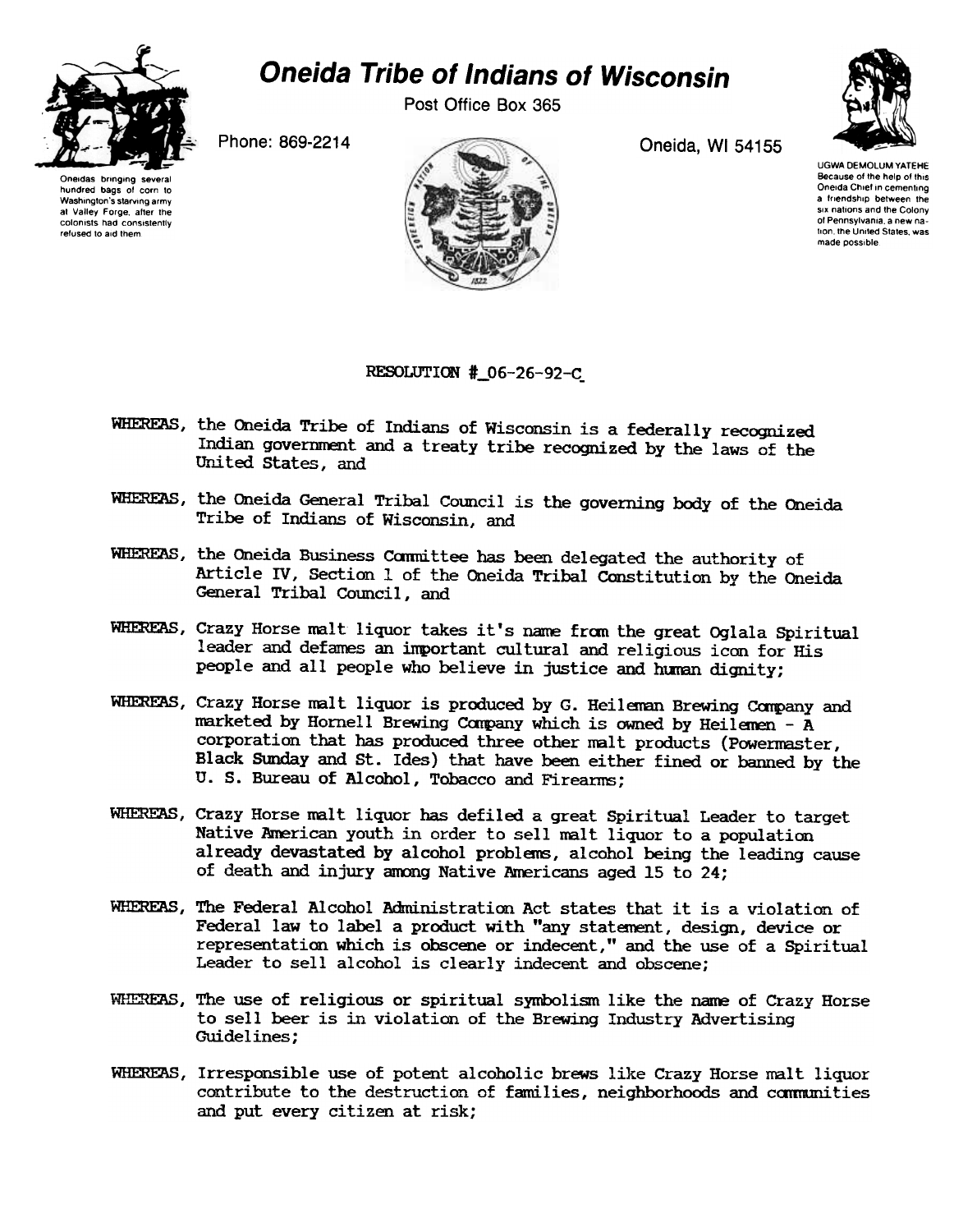# Oneida Tribe of Indians of Wisconsin

Post Office Box 365

Phone: 869-2214

Oneida, WI 54155

Oneidas bringing several hundred bags of corn to Washington's starving army at Valley Forge, after the colonists had consistently refused to aid them

UGWA DEMOLUM YATEHE
Because of the help of this Oneida Chief in cementing a friendship between the six nations and the Colony of Pennsylvania, a new nation, the United States, was made possible

RESOLUTION #_06-26-92-C_

WHEREAS, the Oneida Tribe of Indians of Wisconsin is a federally recognized Indian government and a treaty tribe recognized by the laws of the United States, and

WHEREAS, the Oneida General Tribal Council is the governing body of the Oneida Tribe of Indians of Wisconsin, and

WHEREAS, the Oneida Business Committee has been delegated the authority of Article IV, Section 1 of the Oneida Tribal Constitution by the Oneida General Tribal Council, and

WHEREAS, Crazy Horse malt liquor takes it's name from the great Oglala Spiritual leader and defames an important cultural and religious icon for His people and all people who believe in justice and human dignity;

WHEREAS, Crazy Horse malt liquor is produced by G. Heileman Brewing Company and marketed by Hornell Brewing Company which is owned by Heilemen - A corporation that has produced three other malt products (Powermaster, Black Sunday and St. Ides) that have been either fined or banned by the U. S. Bureau of Alcohol, Tobacco and Firearms;

WHEREAS, Crazy Horse malt liquor has defiled a great Spiritual Leader to target Native American youth in order to sell malt liquor to a population already devastated by alcohol problems, alcohol being the leading cause of death and injury among Native Americans aged 15 to 24;

WHEREAS, The Federal Alcohol Administration Act states that it is a violation of Federal law to label a product with "any statement, design, device or representation which is obscene or indecent," and the use of a Spiritual Leader to sell alcohol is clearly indecent and obscene;

WHEREAS, The use of religious or spiritual symbolism like the name of Crazy Horse to sell beer is in violation of the Brewing Industry Advertising Guidelines;

WHEREAS, Irresponsible use of potent alcoholic brews like Crazy Horse malt liquor contribute to the destruction of families, neighborhoods and communities and put every citizen at risk;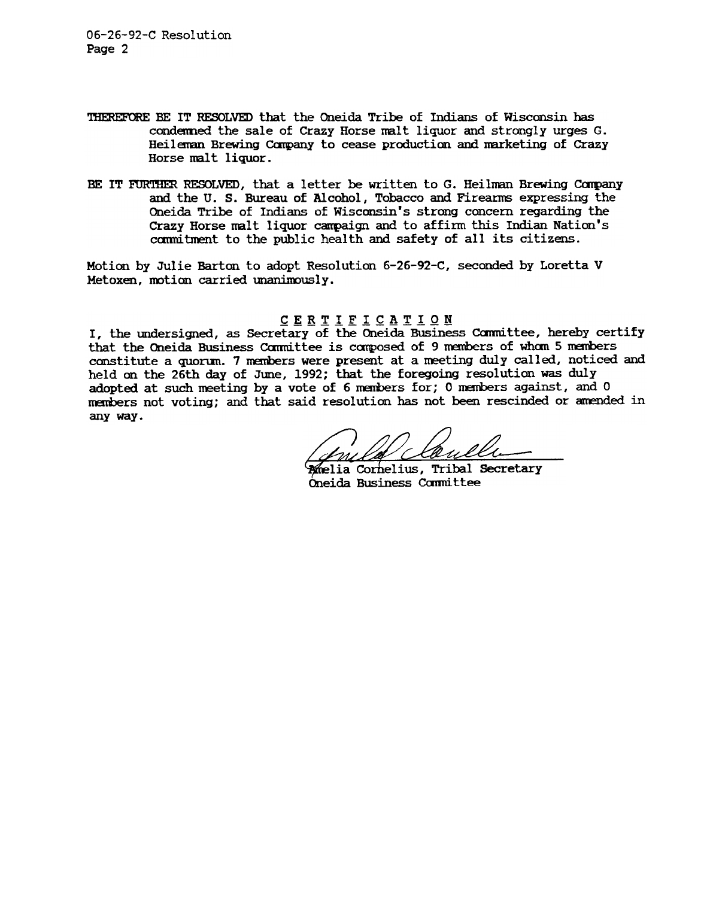06-26-92-C Resolution
Page 2

THEREFORE BE IT RESOLVED that the Oneida Tribe of Indians of Wisconsin has condemned the sale of Crazy Horse malt liquor and strongly urges G. Heileman Brewing Company to cease production and marketing of Crazy Horse malt liquor.

BE IT FURTHER RESOLVED, that a letter be written to G. Heilman Brewing Company and the U. S. Bureau of Alcohol, Tobacco and Firearms expressing the Oneida Tribe of Indians of Wisconsin's strong concern regarding the Crazy Horse malt liquor campaign and to affirm this Indian Nation's commitment to the public health and safety of all its citizens.

Motion by Julie Barton to adopt Resolution 6-26-92-C, seconded by Loretta V Metoxen, motion carried unanimously.

## CERTIFICATION

I, the undersigned, as Secretary of the Oneida Business Committee, hereby certify that the Oneida Business Committee is composed of 9 members of whom 5 members constitute a quorum. 7 members were present at a meeting duly called, noticed and held on the 26th day of June, 1992; that the foregoing resolution was duly adopted at such meeting by a vote of 6 members for; 0 members against, and 0 members not voting; and that said resolution has not been rescinded or amended in any way.

Amelia Cornelius, Tribal Secretary
Oneida Business Committee